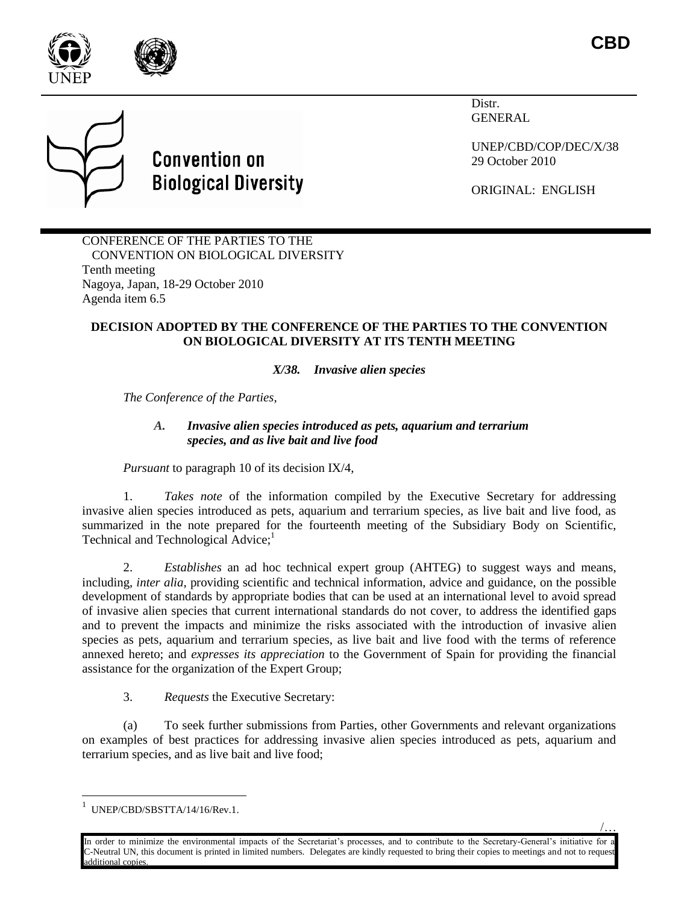**CBD**

Convention on Biological Diversity

Distr.
GENERAL

UNEP/CBD/COP/DEC/X/38
29 October 2010

ORIGINAL: ENGLISH

CONFERENCE OF THE PARTIES TO THE CONVENTION ON BIOLOGICAL DIVERSITY
Tenth meeting
Nagoya, Japan, 18-29 October 2010
Agenda item 6.5

**DECISION ADOPTED BY THE CONFERENCE OF THE PARTIES TO THE CONVENTION ON BIOLOGICAL DIVERSITY AT ITS TENTH MEETING**

***X/38. Invasive alien species***

*The Conference of the Parties,*

***A. Invasive alien species introduced as pets, aquarium and terrarium species, and as live bait and live food***

*Pursuant* to paragraph 10 of its decision IX/4,

1. *Takes note* of the information compiled by the Executive Secretary for addressing invasive alien species introduced as pets, aquarium and terrarium species, as live bait and live food, as summarized in the note prepared for the fourteenth meeting of the Subsidiary Body on Scientific, Technical and Technological Advice;[1]

2. *Establishes* an ad hoc technical expert group (AHTEG) to suggest ways and means, including, *inter alia*, providing scientific and technical information, advice and guidance, on the possible development of standards by appropriate bodies that can be used at an international level to avoid spread of invasive alien species that current international standards do not cover, to address the identified gaps and to prevent the impacts and minimize the risks associated with the introduction of invasive alien species as pets, aquarium and terrarium species, as live bait and live food with the terms of reference annexed hereto; and *expresses its appreciation* to the Government of Spain for providing the financial assistance for the organization of the Expert Group;

3. *Requests* the Executive Secretary:

(a) To seek further submissions from Parties, other Governments and relevant organizations on examples of best practices for addressing invasive alien species introduced as pets, aquarium and terrarium species, and as live bait and live food;

[1] UNEP/CBD/SBSTTA/14/16/Rev.1.

In order to minimize the environmental impacts of the Secretariat's processes, and to contribute to the Secretary-General's initiative for a C-Neutral UN, this document is printed in limited numbers. Delegates are kindly requested to bring their copies to meetings and not to request additional copies.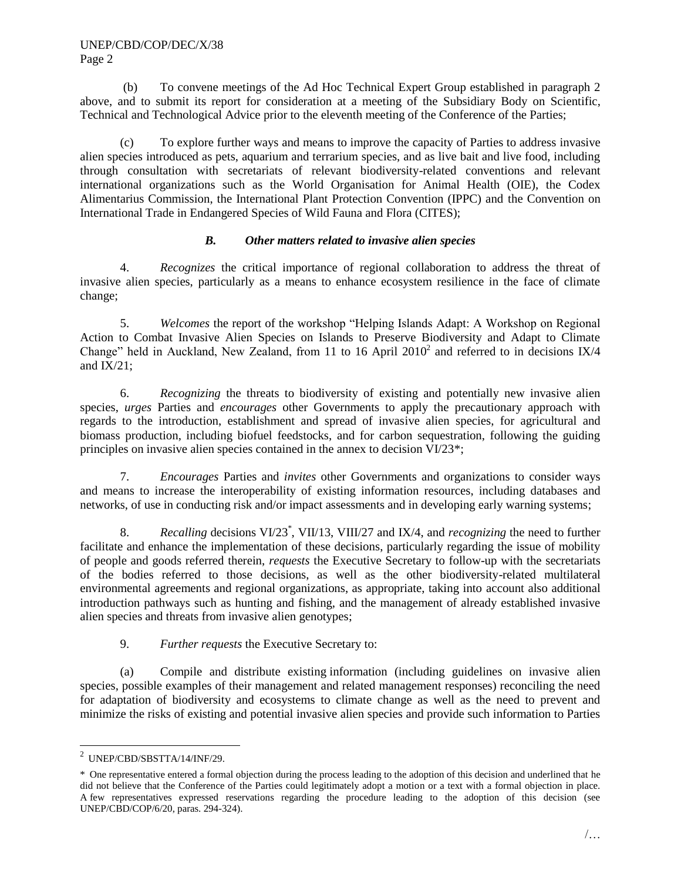(b) To convene meetings of the Ad Hoc Technical Expert Group established in paragraph 2 above, and to submit its report for consideration at a meeting of the Subsidiary Body on Scientific, Technical and Technological Advice prior to the eleventh meeting of the Conference of the Parties;

(c) To explore further ways and means to improve the capacity of Parties to address invasive alien species introduced as pets, aquarium and terrarium species, and as live bait and live food, including through consultation with secretariats of relevant biodiversity-related conventions and relevant international organizations such as the World Organisation for Animal Health (OIE), the Codex Alimentarius Commission, the International Plant Protection Convention (IPPC) and the Convention on International Trade in Endangered Species of Wild Fauna and Flora (CITES);

### *B. Other matters related to invasive alien species*

4. *Recognizes* the critical importance of regional collaboration to address the threat of invasive alien species, particularly as a means to enhance ecosystem resilience in the face of climate change;

5. *Welcomes* the report of the workshop "Helping Islands Adapt: A Workshop on Regional Action to Combat Invasive Alien Species on Islands to Preserve Biodiversity and Adapt to Climate Change" held in Auckland, New Zealand, from 11 to 16 April 2010[2] and referred to in decisions IX/4 and IX/21;

6. *Recognizing* the threats to biodiversity of existing and potentially new invasive alien species, *urges* Parties and *encourages* other Governments to apply the precautionary approach with regards to the introduction, establishment and spread of invasive alien species, for agricultural and biomass production, including biofuel feedstocks, and for carbon sequestration, following the guiding principles on invasive alien species contained in the annex to decision VI/23*;

7. *Encourages* Parties and *invites* other Governments and organizations to consider ways and means to increase the interoperability of existing information resources, including databases and networks, of use in conducting risk and/or impact assessments and in developing early warning systems;

8. *Recalling* decisions VI/23*, VII/13, VIII/27 and IX/4, and *recognizing* the need to further facilitate and enhance the implementation of these decisions, particularly regarding the issue of mobility of people and goods referred therein, *requests* the Executive Secretary to follow-up with the secretariats of the bodies referred to those decisions, as well as the other biodiversity-related multilateral environmental agreements and regional organizations, as appropriate, taking into account also additional introduction pathways such as hunting and fishing, and the management of already established invasive alien species and threats from invasive alien genotypes;

9. *Further requests* the Executive Secretary to:

(a) Compile and distribute existing information (including guidelines on invasive alien species, possible examples of their management and related management responses) reconciling the need for adaptation of biodiversity and ecosystems to climate change as well as the need to prevent and minimize the risks of existing and potential invasive alien species and provide such information to Parties

---

[2] UNEP/CBD/SBSTTA/14/INF/29.

\* One representative entered a formal objection during the process leading to the adoption of this decision and underlined that he did not believe that the Conference of the Parties could legitimately adopt a motion or a text with a formal objection in place. A few representatives expressed reservations regarding the procedure leading to the adoption of this decision (see UNEP/CBD/COP/6/20, paras. 294-324).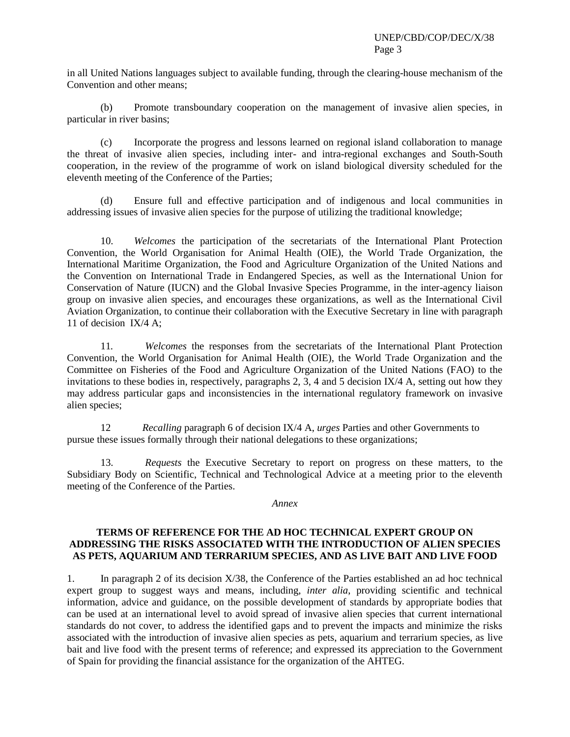in all United Nations languages subject to available funding, through the clearing-house mechanism of the Convention and other means;

(b) Promote transboundary cooperation on the management of invasive alien species, in particular in river basins;

(c) Incorporate the progress and lessons learned on regional island collaboration to manage the threat of invasive alien species, including inter- and intra-regional exchanges and South-South cooperation, in the review of the programme of work on island biological diversity scheduled for the eleventh meeting of the Conference of the Parties;

(d) Ensure full and effective participation and of indigenous and local communities in addressing issues of invasive alien species for the purpose of utilizing the traditional knowledge;

10. *Welcomes* the participation of the secretariats of the International Plant Protection Convention, the World Organisation for Animal Health (OIE), the World Trade Organization, the International Maritime Organization, the Food and Agriculture Organization of the United Nations and the Convention on International Trade in Endangered Species, as well as the International Union for Conservation of Nature (IUCN) and the Global Invasive Species Programme, in the inter-agency liaison group on invasive alien species, and encourages these organizations, as well as the International Civil Aviation Organization, to continue their collaboration with the Executive Secretary in line with paragraph 11 of decision IX/4 A;

11. *Welcomes* the responses from the secretariats of the International Plant Protection Convention, the World Organisation for Animal Health (OIE), the World Trade Organization and the Committee on Fisheries of the Food and Agriculture Organization of the United Nations (FAO) to the invitations to these bodies in, respectively, paragraphs 2, 3, 4 and 5 decision IX/4 A, setting out how they may address particular gaps and inconsistencies in the international regulatory framework on invasive alien species;

12 *Recalling* paragraph 6 of decision IX/4 A, *urges* Parties and other Governments to pursue these issues formally through their national delegations to these organizations;

13. *Requests* the Executive Secretary to report on progress on these matters, to the Subsidiary Body on Scientific, Technical and Technological Advice at a meeting prior to the eleventh meeting of the Conference of the Parties.

*Annex*

## TERMS OF REFERENCE FOR THE AD HOC TECHNICAL EXPERT GROUP ON ADDRESSING THE RISKS ASSOCIATED WITH THE INTRODUCTION OF ALIEN SPECIES AS PETS, AQUARIUM AND TERRARIUM SPECIES, AND AS LIVE BAIT AND LIVE FOOD

1. In paragraph 2 of its decision X/38, the Conference of the Parties established an ad hoc technical expert group to suggest ways and means, including, *inter alia*, providing scientific and technical information, advice and guidance, on the possible development of standards by appropriate bodies that can be used at an international level to avoid spread of invasive alien species that current international standards do not cover, to address the identified gaps and to prevent the impacts and minimize the risks associated with the introduction of invasive alien species as pets, aquarium and terrarium species, as live bait and live food with the present terms of reference; and expressed its appreciation to the Government of Spain for providing the financial assistance for the organization of the AHTEG.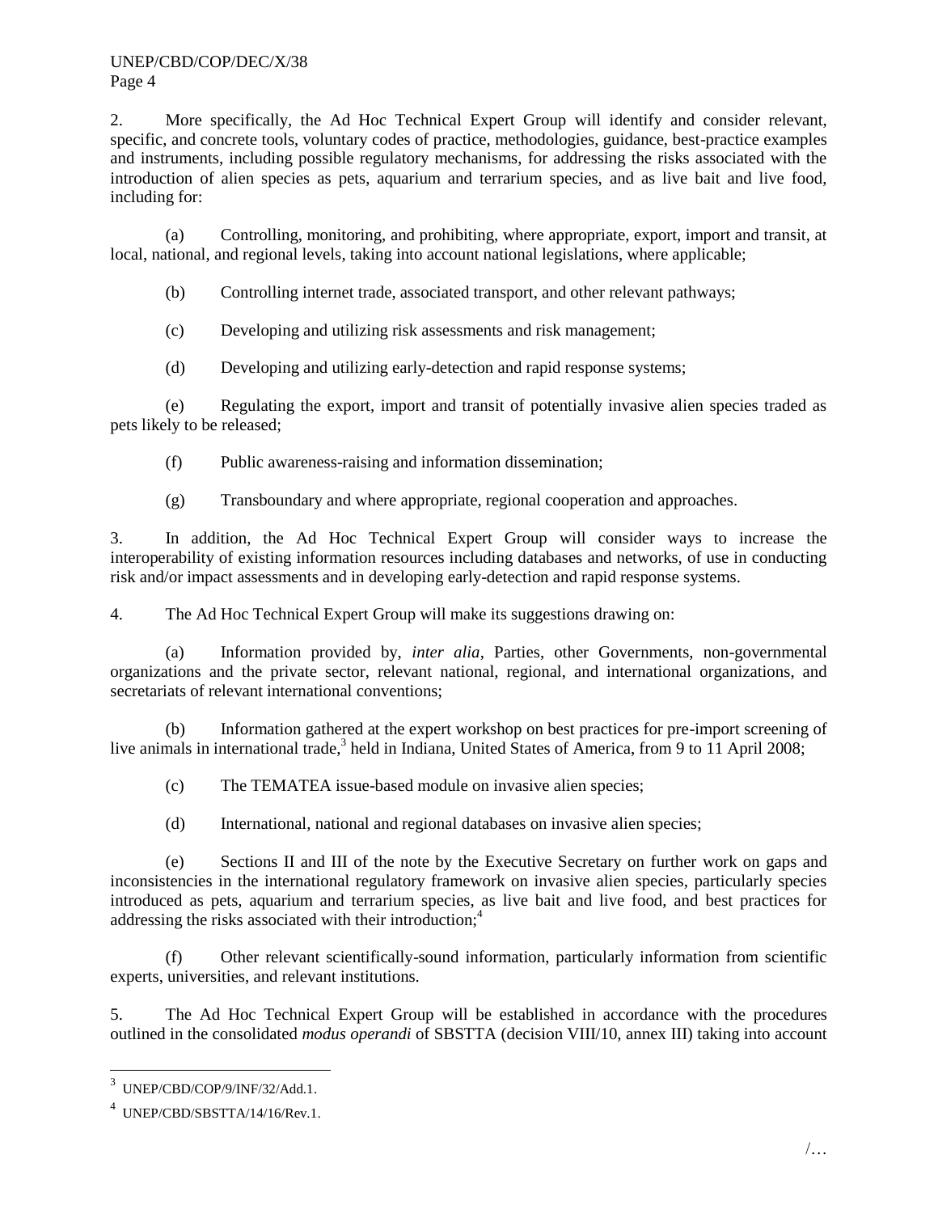2. More specifically, the Ad Hoc Technical Expert Group will identify and consider relevant, specific, and concrete tools, voluntary codes of practice, methodologies, guidance, best-practice examples and instruments, including possible regulatory mechanisms, for addressing the risks associated with the introduction of alien species as pets, aquarium and terrarium species, and as live bait and live food, including for:

(a) Controlling, monitoring, and prohibiting, where appropriate, export, import and transit, at local, national, and regional levels, taking into account national legislations, where applicable;

(b) Controlling internet trade, associated transport, and other relevant pathways;

(c) Developing and utilizing risk assessments and risk management;

(d) Developing and utilizing early-detection and rapid response systems;

(e) Regulating the export, import and transit of potentially invasive alien species traded as pets likely to be released;

(f) Public awareness-raising and information dissemination;

(g) Transboundary and where appropriate, regional cooperation and approaches.

3. In addition, the Ad Hoc Technical Expert Group will consider ways to increase the interoperability of existing information resources including databases and networks, of use in conducting risk and/or impact assessments and in developing early-detection and rapid response systems.

4. The Ad Hoc Technical Expert Group will make its suggestions drawing on:

(a) Information provided by, *inter alia*, Parties, other Governments, non-governmental organizations and the private sector, relevant national, regional, and international organizations, and secretariats of relevant international conventions;

(b) Information gathered at the expert workshop on best practices for pre-import screening of live animals in international trade,[3] held in Indiana, United States of America, from 9 to 11 April 2008;

(c) The TEMATEA issue-based module on invasive alien species;

(d) International, national and regional databases on invasive alien species;

(e) Sections II and III of the note by the Executive Secretary on further work on gaps and inconsistencies in the international regulatory framework on invasive alien species, particularly species introduced as pets, aquarium and terrarium species, as live bait and live food, and best practices for addressing the risks associated with their introduction;[4]

(f) Other relevant scientifically-sound information, particularly information from scientific experts, universities, and relevant institutions.

5. The Ad Hoc Technical Expert Group will be established in accordance with the procedures outlined in the consolidated *modus operandi* of SBSTTA (decision VIII/10, annex III) taking into account

---

[3] UNEP/CBD/COP/9/INF/32/Add.1.

[4] UNEP/CBD/SBSTTA/14/16/Rev.1.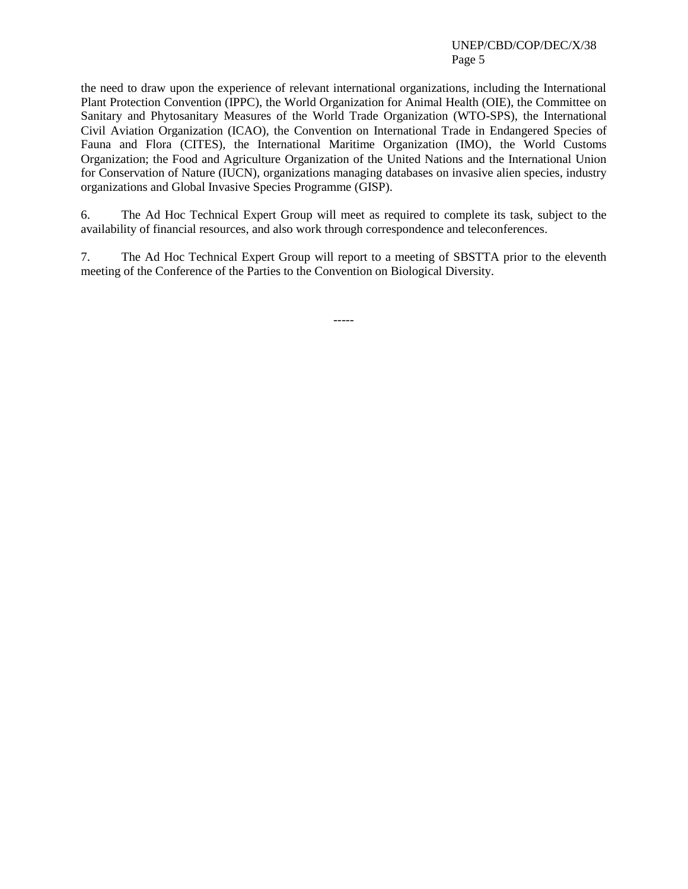the need to draw upon the experience of relevant international organizations, including the International Plant Protection Convention (IPPC), the World Organization for Animal Health (OIE), the Committee on Sanitary and Phytosanitary Measures of the World Trade Organization (WTO-SPS), the International Civil Aviation Organization (ICAO), the Convention on International Trade in Endangered Species of Fauna and Flora (CITES), the International Maritime Organization (IMO), the World Customs Organization; the Food and Agriculture Organization of the United Nations and the International Union for Conservation of Nature (IUCN), organizations managing databases on invasive alien species, industry organizations and Global Invasive Species Programme (GISP).

6. The Ad Hoc Technical Expert Group will meet as required to complete its task, subject to the availability of financial resources, and also work through correspondence and teleconferences.

7. The Ad Hoc Technical Expert Group will report to a meeting of SBSTTA prior to the eleventh meeting of the Conference of the Parties to the Convention on Biological Diversity.

-----